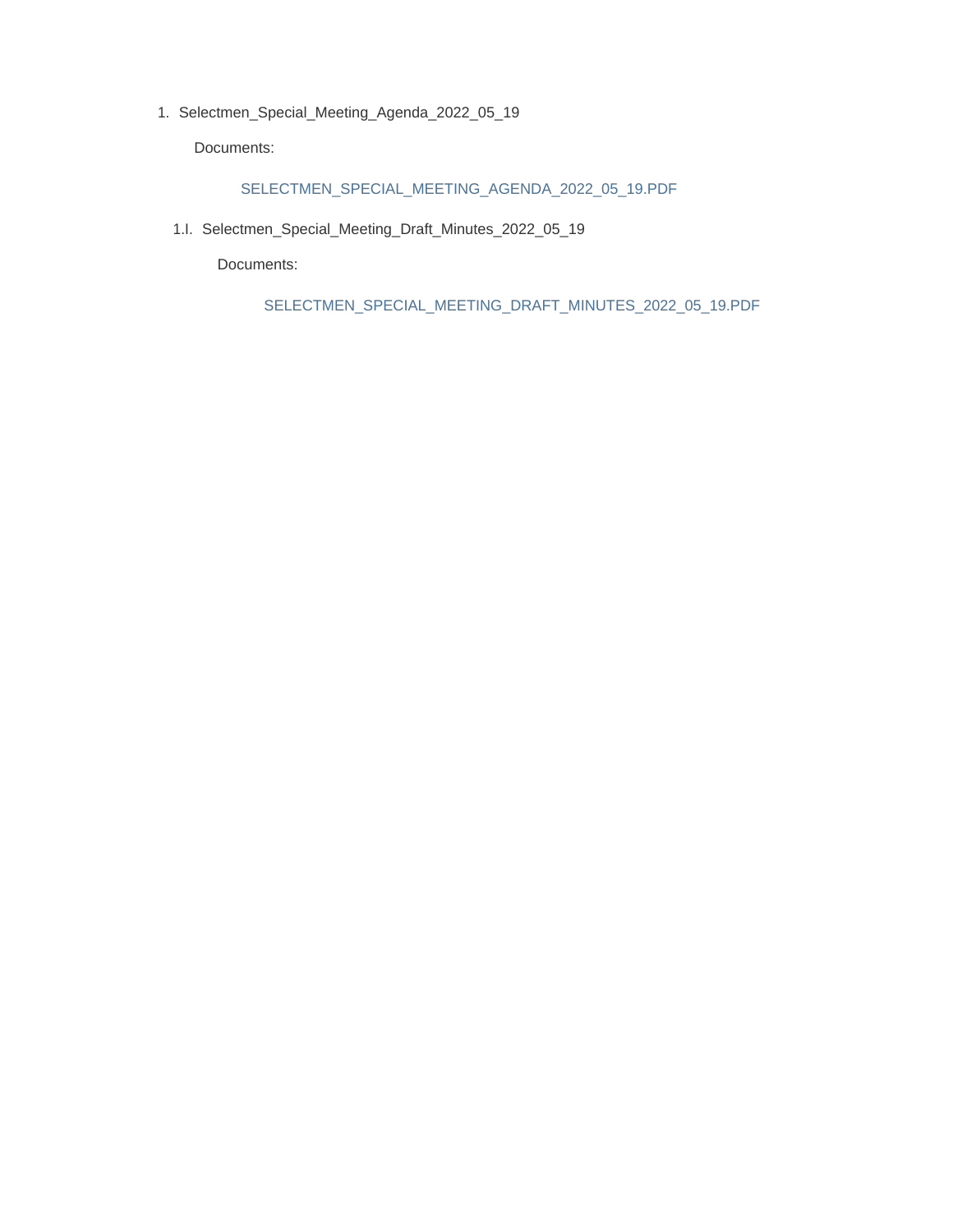1. Selectmen_Special_Meeting_Agenda_2022_05_19

   Documents:

   SELECTMEN_SPECIAL_MEETING_AGENDA_2022_05_19.PDF

   1.I. Selectmen_Special_Meeting_Draft_Minutes_2022_05_19

   Documents:

   SELECTMEN_SPECIAL_MEETING_DRAFT_MINUTES_2022_05_19.PDF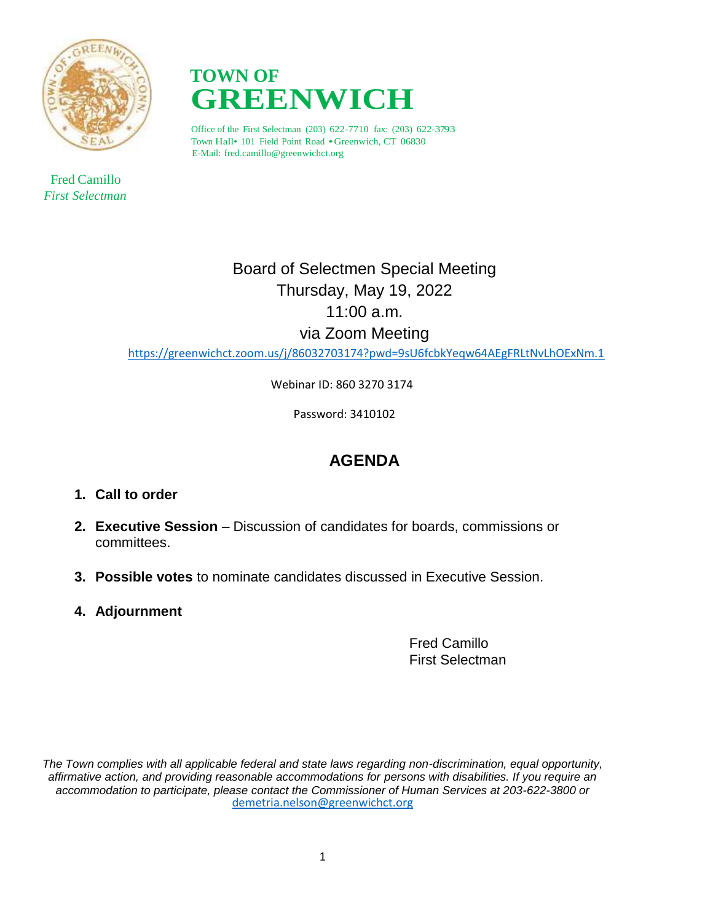# TOWN OF GREENWICH

Office of the First Selectman (203) 622-7710 fax: (203) 622-3793
Town Hall• 101 Field Point Road • Greenwich, CT 06830
E-Mail: fred.camillo@greenwichct.org

Fred Camillo
*First Selectman*

Board of Selectmen Special Meeting
Thursday, May 19, 2022
11:00 a.m.
via Zoom Meeting

https://greenwichct.zoom.us/j/86032703174?pwd=9sU6fcbkYeqw64AEgFRLtNvLhOExNm.1

Webinar ID: 860 3270 3174

Password: 3410102

## AGENDA

1. **Call to order**
2. **Executive Session** – Discussion of candidates for boards, commissions or committees.
3. **Possible votes** to nominate candidates discussed in Executive Session.
4. **Adjournment**

Fred Camillo
First Selectman

*The Town complies with all applicable federal and state laws regarding non-discrimination, equal opportunity, affirmative action, and providing reasonable accommodations for persons with disabilities. If you require an accommodation to participate, please contact the Commissioner of Human Services at 203-622-3800 or* demetria.nelson@greenwichct.org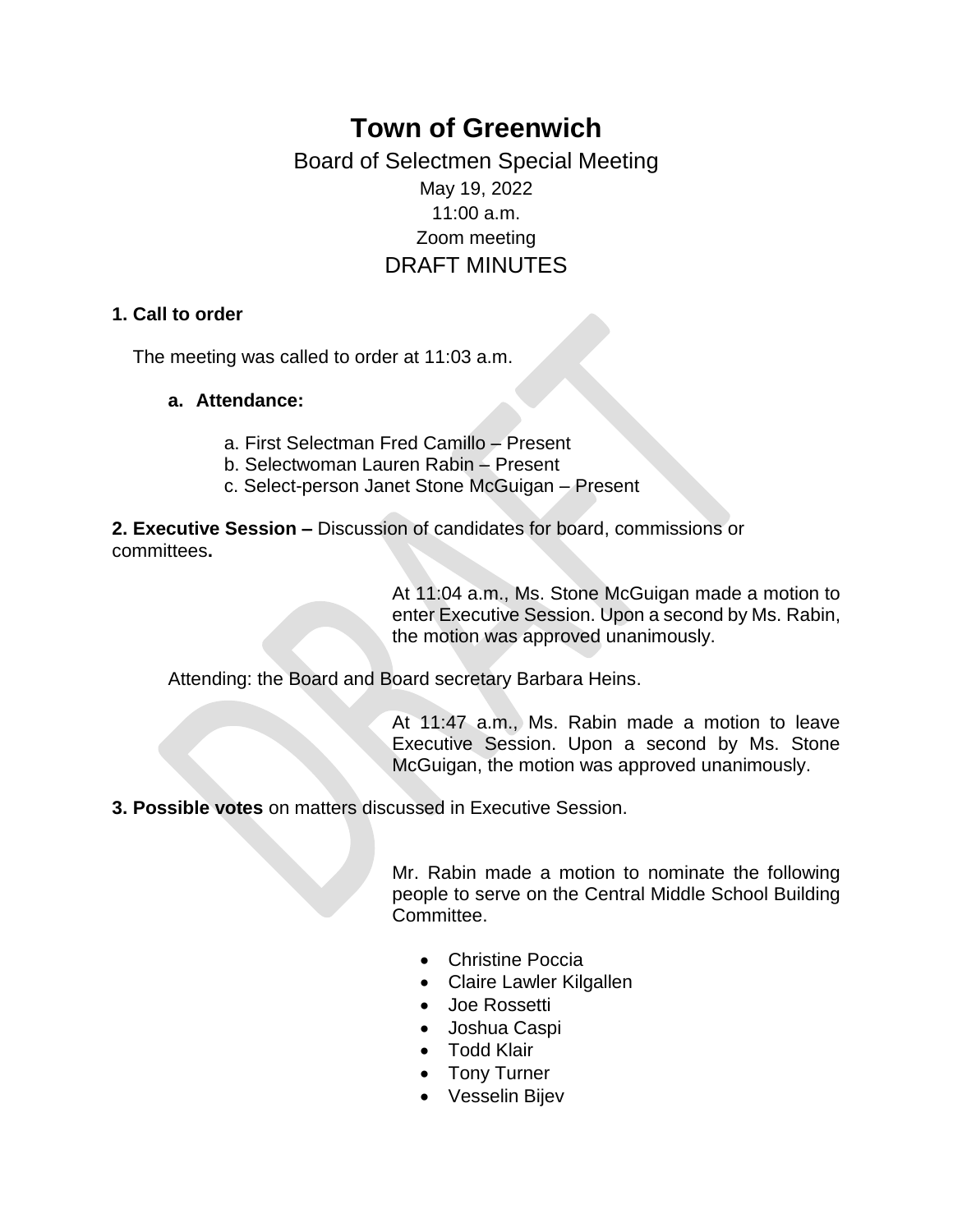# Town of Greenwich

## Board of Selectmen Special Meeting

May 19, 2022

11:00 a.m.

Zoom meeting

## DRAFT MINUTES

**1. Call to order**

The meeting was called to order at 11:03 a.m.

**a. Attendance:**

a. First Selectman Fred Camillo – Present
b. Selectwoman Lauren Rabin – Present
c. Select-person Janet Stone McGuigan – Present

**2. Executive Session –** Discussion of candidates for board, commissions or committees**.**

At 11:04 a.m., Ms. Stone McGuigan made a motion to enter Executive Session. Upon a second by Ms. Rabin, the motion was approved unanimously.

Attending: the Board and Board secretary Barbara Heins.

At 11:47 a.m., Ms. Rabin made a motion to leave Executive Session. Upon a second by Ms. Stone McGuigan, the motion was approved unanimously.

**3. Possible votes** on matters discussed in Executive Session.

Mr. Rabin made a motion to nominate the following people to serve on the Central Middle School Building Committee.

- Christine Poccia
- Claire Lawler Kilgallen
- Joe Rossetti
- Joshua Caspi
- Todd Klair
- Tony Turner
- Vesselin Bijev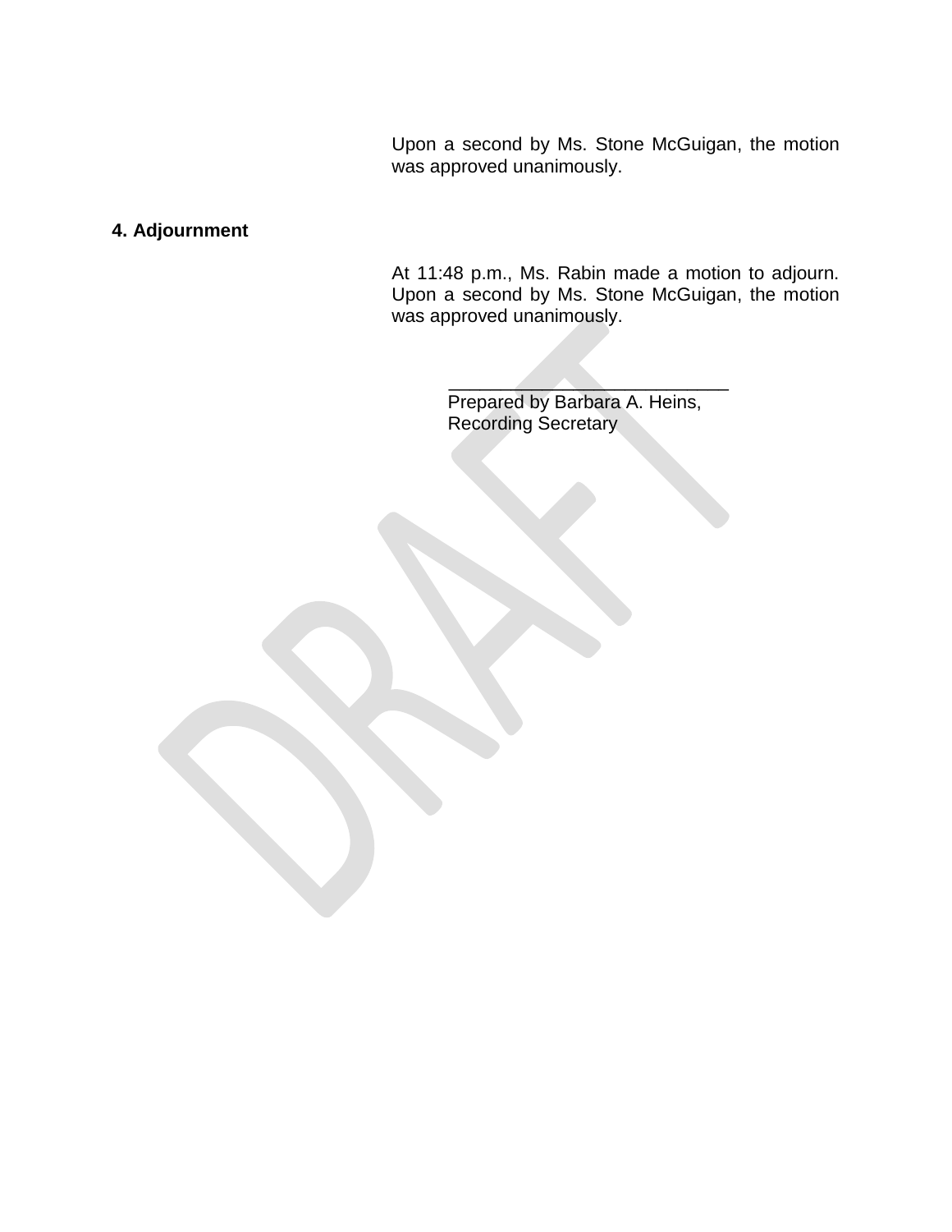Upon a second by Ms. Stone McGuigan, the motion was approved unanimously.

**4. Adjournment**

At 11:48 p.m., Ms. Rabin made a motion to adjourn. Upon a second by Ms. Stone McGuigan, the motion was approved unanimously.

\_\_\_\_\_\_\_\_\_\_\_\_\_\_\_\_\_\_\_\_\_\_\_\_\_\_\_\_

Prepared by Barbara A. Heins,
Recording Secretary

DRAFT